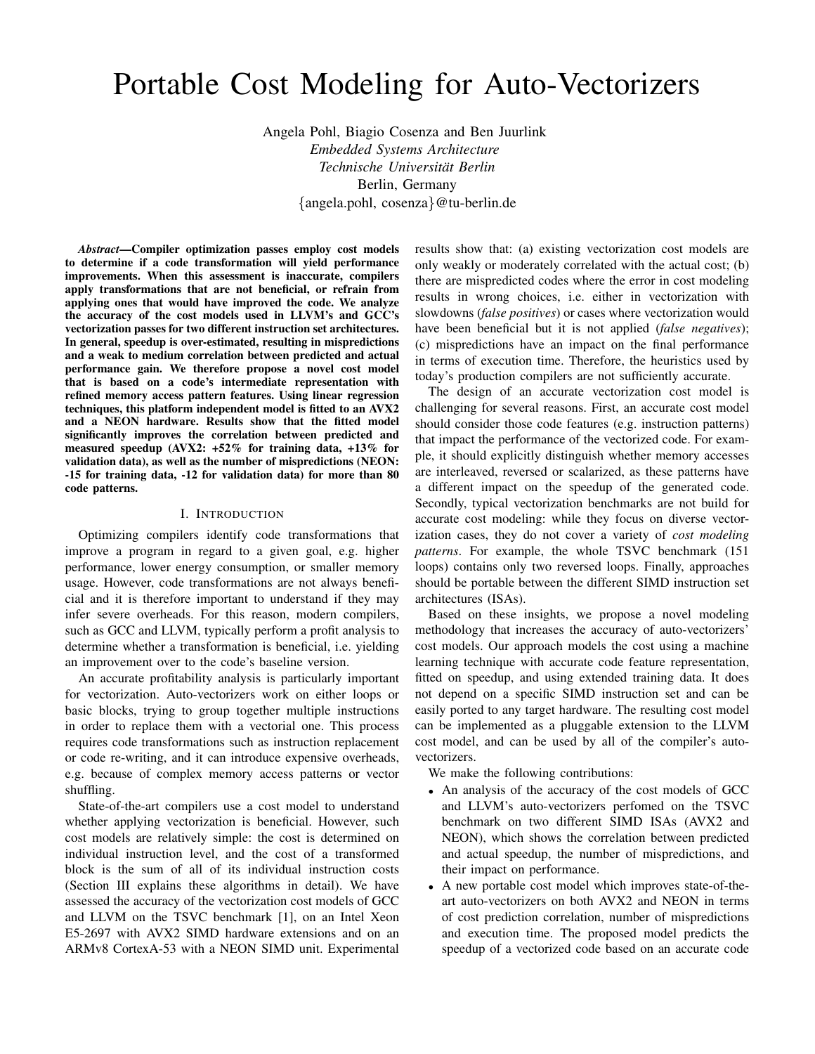# Portable Cost Modeling for Auto-Vectorizers

Angela Pohl, Biagio Cosenza and Ben Juurlink
*Embedded Systems Architecture*
*Technische Universität Berlin*
Berlin, Germany
{angela.pohl, cosenza}@tu-berlin.de

***Abstract*—Compiler optimization passes employ cost models to determine if a code transformation will yield performance improvements. When this assessment is inaccurate, compilers apply transformations that are not beneficial, or refrain from applying ones that would have improved the code. We analyze the accuracy of the cost models used in LLVM's and GCC's vectorization passes for two different instruction set architectures. In general, speedup is over-estimated, resulting in mispredictions and a weak to medium correlation between predicted and actual performance gain. We therefore propose a novel cost model that is based on a code's intermediate representation with refined memory access pattern features. Using linear regression techniques, this platform independent model is fitted to an AVX2 and a NEON hardware. Results show that the fitted model significantly improves the correlation between predicted and measured speedup (AVX2: +52% for training data, +13% for validation data), as well as the number of mispredictions (NEON: -15 for training data, -12 for validation data) for more than 80 code patterns.**

## I. Introduction

Optimizing compilers identify code transformations that improve a program in regard to a given goal, e.g. higher performance, lower energy consumption, or smaller memory usage. However, code transformations are not always beneficial and it is therefore important to understand if they may infer severe overheads. For this reason, modern compilers, such as GCC and LLVM, typically perform a profit analysis to determine whether a transformation is beneficial, i.e. yielding an improvement over to the code's baseline version.

An accurate profitability analysis is particularly important for vectorization. Auto-vectorizers work on either loops or basic blocks, trying to group together multiple instructions in order to replace them with a vectorial one. This process requires code transformations such as instruction replacement or code re-writing, and it can introduce expensive overheads, e.g. because of complex memory access patterns or vector shuffling.

State-of-the-art compilers use a cost model to understand whether applying vectorization is beneficial. However, such cost models are relatively simple: the cost is determined on individual instruction level, and the cost of a transformed block is the sum of all of its individual instruction costs (Section III explains these algorithms in detail). We have assessed the accuracy of the vectorization cost models of GCC and LLVM on the TSVC benchmark [1], on an Intel Xeon E5-2697 with AVX2 SIMD hardware extensions and on an ARMv8 CortexA-53 with a NEON SIMD unit. Experimental results show that: (a) existing vectorization cost models are only weakly or moderately correlated with the actual cost; (b) there are mispredicted codes where the error in cost modeling results in wrong choices, i.e. either in vectorization with slowdowns (*false positives*) or cases where vectorization would have been beneficial but it is not applied (*false negatives*); (c) mispredictions have an impact on the final performance in terms of execution time. Therefore, the heuristics used by today's production compilers are not sufficiently accurate.

The design of an accurate vectorization cost model is challenging for several reasons. First, an accurate cost model should consider those code features (e.g. instruction patterns) that impact the performance of the vectorized code. For example, it should explicitly distinguish whether memory accesses are interleaved, reversed or scalarized, as these patterns have a different impact on the speedup of the generated code. Secondly, typical vectorization benchmarks are not build for accurate cost modeling: while they focus on diverse vectorization cases, they do not cover a variety of *cost modeling patterns*. For example, the whole TSVC benchmark (151 loops) contains only two reversed loops. Finally, approaches should be portable between the different SIMD instruction set architectures (ISAs).

Based on these insights, we propose a novel modeling methodology that increases the accuracy of auto-vectorizers' cost models. Our approach models the cost using a machine learning technique with accurate code feature representation, fitted on speedup, and using extended training data. It does not depend on a specific SIMD instruction set and can be easily ported to any target hardware. The resulting cost model can be implemented as a pluggable extension to the LLVM cost model, and can be used by all of the compiler's auto-vectorizers.

We make the following contributions:

- An analysis of the accuracy of the cost models of GCC and LLVM's auto-vectorizers perfomed on the TSVC benchmark on two different SIMD ISAs (AVX2 and NEON), which shows the correlation between predicted and actual speedup, the number of mispredictions, and their impact on performance.
- A new portable cost model which improves state-of-the-art auto-vectorizers on both AVX2 and NEON in terms of cost prediction correlation, number of mispredictions and execution time. The proposed model predicts the speedup of a vectorized code based on an accurate code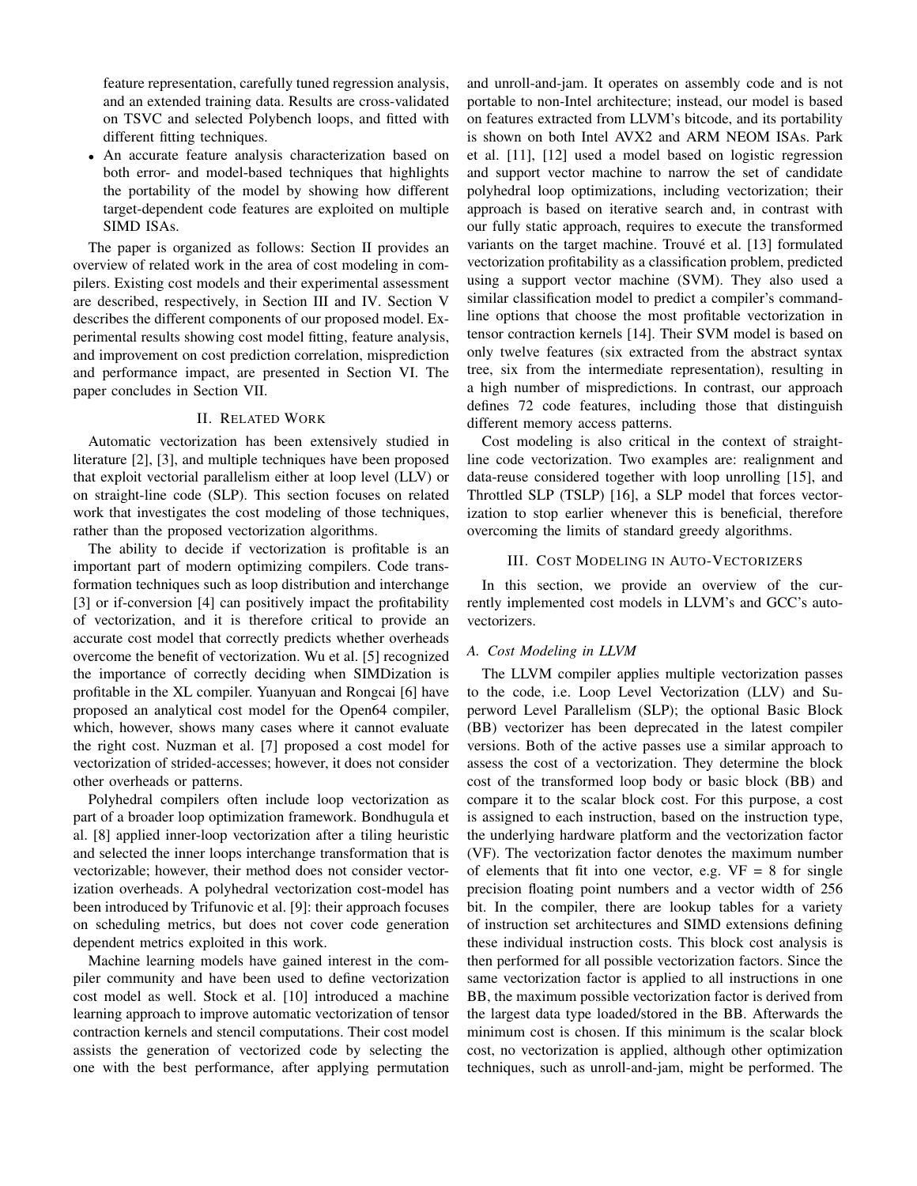feature representation, carefully tuned regression analysis, and an extended training data. Results are cross-validated on TSVC and selected Polybench loops, and fitted with different fitting techniques.

- An accurate feature analysis characterization based on both error- and model-based techniques that highlights the portability of the model by showing how different target-dependent code features are exploited on multiple SIMD ISAs.

The paper is organized as follows: Section II provides an overview of related work in the area of cost modeling in compilers. Existing cost models and their experimental assessment are described, respectively, in Section III and IV. Section V describes the different components of our proposed model. Experimental results showing cost model fitting, feature analysis, and improvement on cost prediction correlation, misprediction and performance impact, are presented in Section VI. The paper concludes in Section VII.

## II. Related Work

Automatic vectorization has been extensively studied in literature [2], [3], and multiple techniques have been proposed that exploit vectorial parallelism either at loop level (LLV) or on straight-line code (SLP). This section focuses on related work that investigates the cost modeling of those techniques, rather than the proposed vectorization algorithms.

The ability to decide if vectorization is profitable is an important part of modern optimizing compilers. Code transformation techniques such as loop distribution and interchange [3] or if-conversion [4] can positively impact the profitability of vectorization, and it is therefore critical to provide an accurate cost model that correctly predicts whether overheads overcome the benefit of vectorization. Wu et al. [5] recognized the importance of correctly deciding when SIMDization is profitable in the XL compiler. Yuanyuan and Rongcai [6] have proposed an analytical cost model for the Open64 compiler, which, however, shows many cases where it cannot evaluate the right cost. Nuzman et al. [7] proposed a cost model for vectorization of strided-accesses; however, it does not consider other overheads or patterns.

Polyhedral compilers often include loop vectorization as part of a broader loop optimization framework. Bondhugula et al. [8] applied inner-loop vectorization after a tiling heuristic and selected the inner loops interchange transformation that is vectorizable; however, their method does not consider vectorization overheads. A polyhedral vectorization cost-model has been introduced by Trifunovic et al. [9]: their approach focuses on scheduling metrics, but does not cover code generation dependent metrics exploited in this work.

Machine learning models have gained interest in the compiler community and have been used to define vectorization cost model as well. Stock et al. [10] introduced a machine learning approach to improve automatic vectorization of tensor contraction kernels and stencil computations. Their cost model assists the generation of vectorized code by selecting the one with the best performance, after applying permutation and unroll-and-jam. It operates on assembly code and is not portable to non-Intel architecture; instead, our model is based on features extracted from LLVM's bitcode, and its portability is shown on both Intel AVX2 and ARM NEOM ISAs. Park et al. [11], [12] used a model based on logistic regression and support vector machine to narrow the set of candidate polyhedral loop optimizations, including vectorization; their approach is based on iterative search and, in contrast with our fully static approach, requires to execute the transformed variants on the target machine. Trouvé et al. [13] formulated vectorization profitability as a classification problem, predicted using a support vector machine (SVM). They also used a similar classification model to predict a compiler's command-line options that choose the most profitable vectorization in tensor contraction kernels [14]. Their SVM model is based on only twelve features (six extracted from the abstract syntax tree, six from the intermediate representation), resulting in a high number of mispredictions. In contrast, our approach defines 72 code features, including those that distinguish different memory access patterns.

Cost modeling is also critical in the context of straight-line code vectorization. Two examples are: realignment and data-reuse considered together with loop unrolling [15], and Throttled SLP (TSLP) [16], a SLP model that forces vectorization to stop earlier whenever this is beneficial, therefore overcoming the limits of standard greedy algorithms.

## III. Cost Modeling in Auto-Vectorizers

In this section, we provide an overview of the currently implemented cost models in LLVM's and GCC's auto-vectorizers.

### A. Cost Modeling in LLVM

The LLVM compiler applies multiple vectorization passes to the code, i.e. Loop Level Vectorization (LLV) and Superword Level Parallelism (SLP); the optional Basic Block (BB) vectorizer has been deprecated in the latest compiler versions. Both of the active passes use a similar approach to assess the cost of a vectorization. They determine the block cost of the transformed loop body or basic block (BB) and compare it to the scalar block cost. For this purpose, a cost is assigned to each instruction, based on the instruction type, the underlying hardware platform and the vectorization factor (VF). The vectorization factor denotes the maximum number of elements that fit into one vector, e.g. VF = 8 for single precision floating point numbers and a vector width of 256 bit. In the compiler, there are lookup tables for a variety of instruction set architectures and SIMD extensions defining these individual instruction costs. This block cost analysis is then performed for all possible vectorization factors. Since the same vectorization factor is applied to all instructions in one BB, the maximum possible vectorization factor is derived from the largest data type loaded/stored in the BB. Afterwards the minimum cost is chosen. If this minimum is the scalar block cost, no vectorization is applied, although other optimization techniques, such as unroll-and-jam, might be performed. The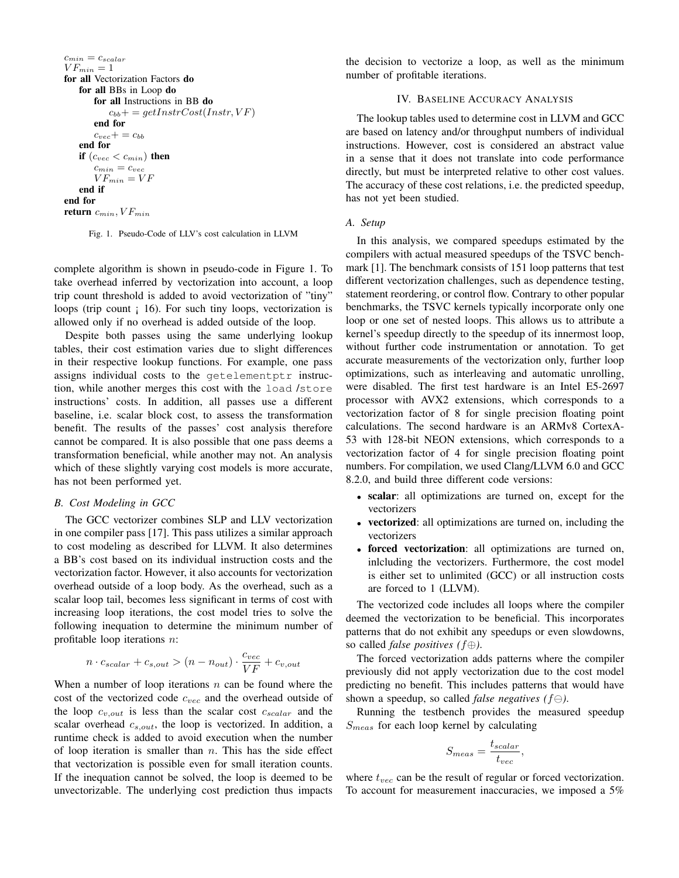```
c_min = c_scalar
VF_min = 1
for all Vectorization Factors do
    for all BBs in Loop do
        for all Instructions in BB do
            c_bb += getInstrCost(Instr, VF)
        end for
        c_vec += c_bb
    end for
    if (c_vec < c_min) then
        c_min = c_vec
        VF_min = VF
    end if
end for
return c_min, VF_min
```

Fig. 1. Pseudo-Code of LLV's cost calculation in LLVM

complete algorithm is shown in pseudo-code in Figure 1. To take overhead inferred by vectorization into account, a loop trip count threshold is added to avoid vectorization of "tiny" loops (trip count ¡ 16). For such tiny loops, vectorization is allowed only if no overhead is added outside of the loop.

Despite both passes using the same underlying lookup tables, their cost estimation varies due to slight differences in their respective lookup functions. For example, one pass assigns individual costs to the `getelementptr` instruction, while another merges this cost with the `load` /`store` instructions' costs. In addition, all passes use a different baseline, i.e. scalar block cost, to assess the transformation benefit. The results of the passes' cost analysis therefore cannot be compared. It is also possible that one pass deems a transformation beneficial, while another may not. An analysis which of these slightly varying cost models is more accurate, has not been performed yet.

### B. Cost Modeling in GCC

The GCC vectorizer combines SLP and LLV vectorization in one compiler pass [17]. This pass utilizes a similar approach to cost modeling as described for LLVM. It also determines a BB's cost based on its individual instruction costs and the vectorization factor. However, it also accounts for vectorization overhead outside of a loop body. As the overhead, such as a scalar loop tail, becomes less significant in terms of cost with increasing loop iterations, the cost model tries to solve the following inequation to determine the minimum number of profitable loop iterations $n$:

$$n \cdot c_{scalar} + c_{s,out} > (n - n_{out}) \cdot \frac{c_{vec}}{VF} + c_{v,out}$$

When a number of loop iterations $n$ can be found where the cost of the vectorized code $c_{vec}$ and the overhead outside of the loop $c_{v,out}$ is less than the scalar cost $c_{scalar}$ and the scalar overhead $c_{s,out}$, the loop is vectorized. In addition, a runtime check is added to avoid execution when the number of loop iteration is smaller than $n$. This has the side effect that vectorization is possible even for small iteration counts. If the inequation cannot be solved, the loop is deemed to be unvectorizable. The underlying cost prediction thus impacts the decision to vectorize a loop, as well as the minimum number of profitable iterations.

## IV. Baseline Accuracy Analysis

The lookup tables used to determine cost in LLVM and GCC are based on latency and/or throughput numbers of individual instructions. However, cost is considered an abstract value in a sense that it does not translate into code performance directly, but must be interpreted relative to other cost values. The accuracy of these cost relations, i.e. the predicted speedup, has not yet been studied.

### A. Setup

In this analysis, we compared speedups estimated by the compilers with actual measured speedups of the TSVC benchmark [1]. The benchmark consists of 151 loop patterns that test different vectorization challenges, such as dependence testing, statement reordering, or control flow. Contrary to other popular benchmarks, the TSVC kernels typically incorporate only one loop or one set of nested loops. This allows us to attribute a kernel's speedup directly to the speedup of its innermost loop, without further code instrumentation or annotation. To get accurate measurements of the vectorization only, further loop optimizations, such as interleaving and automatic unrolling, were disabled. The first test hardware is an Intel E5-2697 processor with AVX2 extensions, which corresponds to a vectorization factor of 8 for single precision floating point calculations. The second hardware is an ARMv8 CortexA-53 with 128-bit NEON extensions, which corresponds to a vectorization factor of 4 for single precision floating point numbers. For compilation, we used Clang/LLVM 6.0 and GCC 8.2.0, and build three different code versions:

- **scalar**: all optimizations are turned on, except for the vectorizers
- **vectorized**: all optimizations are turned on, including the vectorizers
- **forced vectorization**: all optimizations are turned on, inlcluding the vectorizers. Furthermore, the cost model is either set to unlimited (GCC) or all instruction costs are forced to 1 (LLVM).

The vectorized code includes all loops where the compiler deemed the vectorization to be beneficial. This incorporates patterns that do not exhibit any speedups or even slowdowns, so called *false positives ($f\oplus$)*.

The forced vectorization adds patterns where the compiler previously did not apply vectorization due to the cost model predicting no benefit. This includes patterns that would have shown a speedup, so called *false negatives ($f\ominus$)*.

Running the testbench provides the measured speedup $S_{meas}$ for each loop kernel by calculating

$$S_{meas} = \frac{t_{scalar}}{t_{vec}},$$

where $t_{vec}$ can be the result of regular or forced vectorization. To account for measurement inaccuracies, we imposed a 5%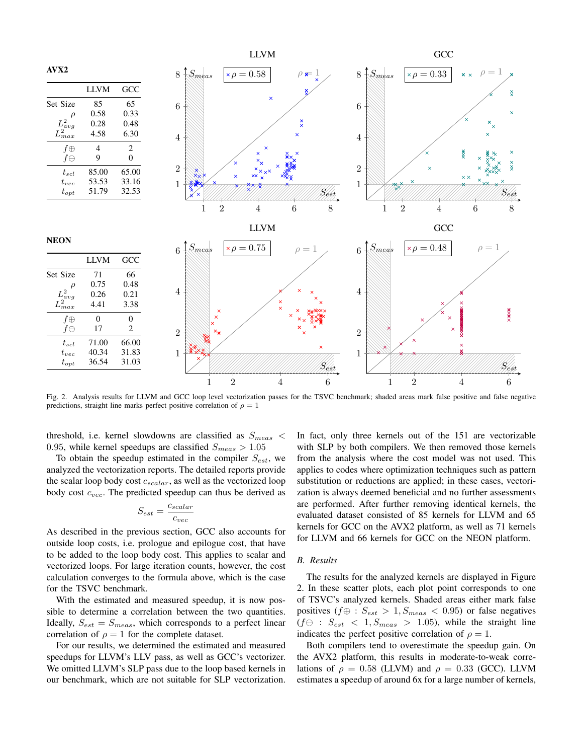**AVX2**

| | LLVM | GCC |
|---|---|---|
| Set Size | 85 | 65 |
| $\rho$ | 0.58 | 0.33 |
| $L^2_{avg}$ | 0.28 | 0.48 |
| $L^2_{max}$ | 4.58 | 6.30 |
| $f\oplus$ | 4 | 2 |
| $f\ominus$ | 9 | 0 |
| $t_{scl}$ | 85.00 | 65.00 |
| $t_{vec}$ | 53.53 | 33.16 |
| $t_{opt}$ | 51.79 | 32.53 |

**NEON**

| | LLVM | GCC |
|---|---|---|
| Set Size | 71 | 66 |
| $\rho$ | 0.75 | 0.48 |
| $L^2_{avg}$ | 0.26 | 0.21 |
| $L^2_{max}$ | 4.41 | 3.38 |
| $f\oplus$ | 0 | 0 |
| $f\ominus$ | 17 | 2 |
| $t_{scl}$ | 71.00 | 66.00 |
| $t_{vec}$ | 40.34 | 31.83 |
| $t_{opt}$ | 36.54 | 31.03 |

Fig. 2. Analysis results for LLVM and GCC loop level vectorization passes for the TSVC benchmark; shaded areas mark false positive and false negative predictions, straight line marks perfect positive correlation of $\rho = 1$

threshold, i.e. kernel slowdowns are classified as $S_{meas} < 0.95$, while kernel speedups are classified $S_{meas} > 1.05$

To obtain the speedup estimated in the compiler $S_{est}$, we analyzed the vectorization reports. The detailed reports provide the scalar loop body cost $c_{scalar}$, as well as the vectorized loop body cost $c_{vec}$. The predicted speedup can thus be derived as

$$S_{est} = \frac{c_{scalar}}{c_{vec}}$$

As described in the previous section, GCC also accounts for outside loop costs, i.e. prologue and epilogue cost, that have to be added to the loop body cost. This applies to scalar and vectorized loops. For large iteration counts, however, the cost calculation converges to the formula above, which is the case for the TSVC benchmark.

With the estimated and measured speedup, it is now possible to determine a correlation between the two quantities. Ideally, $S_{est} = S_{meas}$, which corresponds to a perfect linear correlation of $\rho = 1$ for the complete dataset.

For our results, we determined the estimated and measured speedups for LLVM's LLV pass, as well as GCC's vectorizer. We omitted LLVM's SLP pass due to the loop based kernels in our benchmark, which are not suitable for SLP vectorization. In fact, only three kernels out of the 151 are vectorizable with SLP by both compilers. We then removed those kernels from the analysis where the cost model was not used. This applies to codes where optimization techniques such as pattern substitution or reductions are applied; in these cases, vectorization is always deemed beneficial and no further assessments are performed. After further removing identical kernels, the evaluated dataset consisted of 85 kernels for LLVM and 65 kernels for GCC on the AVX2 platform, as well as 71 kernels for LLVM and 66 kernels for GCC on the NEON platform.

### B. Results

The results for the analyzed kernels are displayed in Figure 2. In these scatter plots, each plot point corresponds to one of TSVC's analyzed kernels. Shaded areas either mark false positives ($f\oplus$ : $S_{est} > 1, S_{meas} < 0.95$) or false negatives ($f\ominus$ : $S_{est} < 1, S_{meas} > 1.05$), while the straight line indicates the perfect positive correlation of $\rho = 1$.

Both compilers tend to overestimate the speedup gain. On the AVX2 platform, this results in moderate-to-weak correlations of $\rho = 0.58$ (LLVM) and $\rho = 0.33$ (GCC). LLVM estimates a speedup of around 6x for a large number of kernels,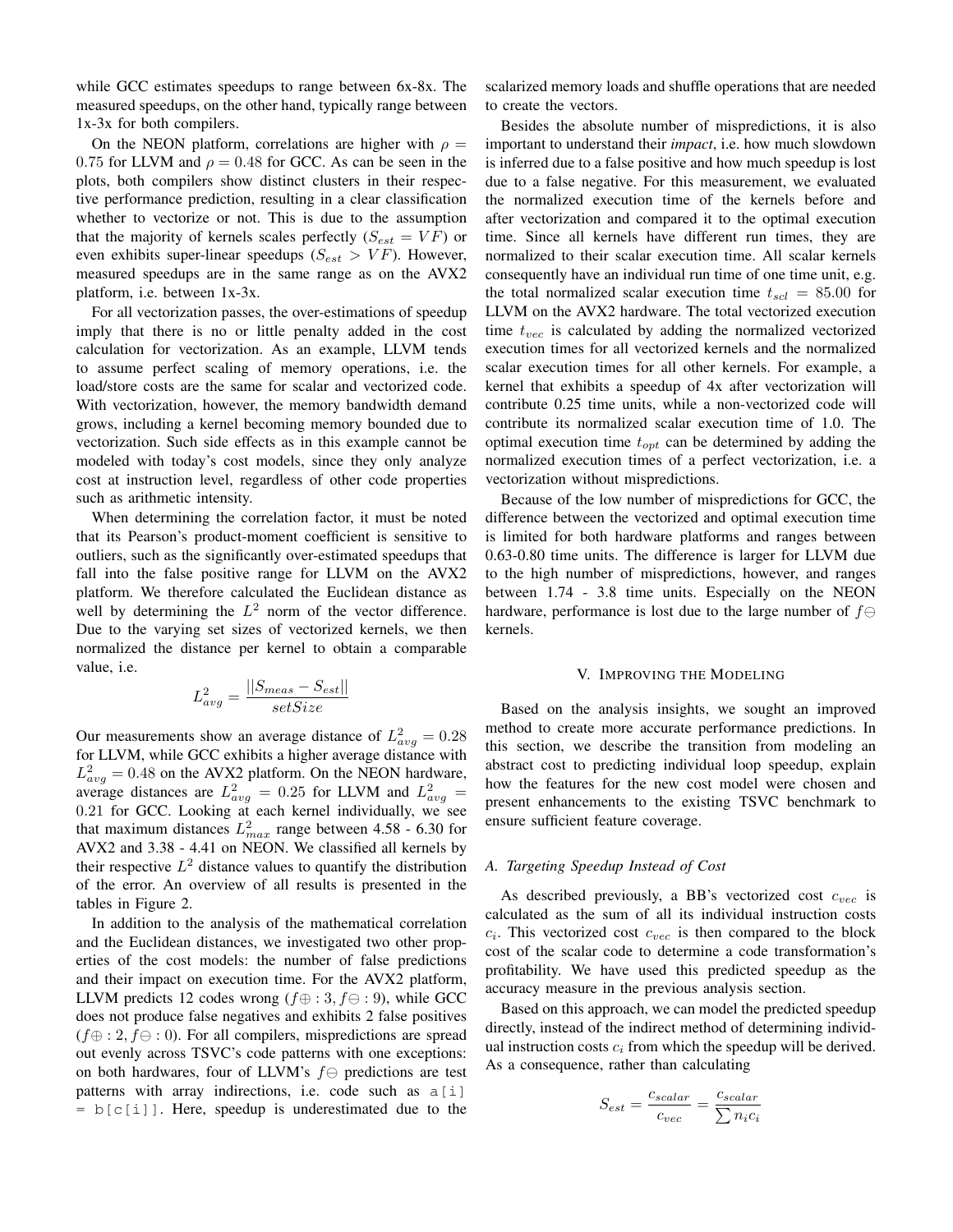while GCC estimates speedups to range between 6x-8x. The measured speedups, on the other hand, typically range between 1x-3x for both compilers.

On the NEON platform, correlations are higher with $\rho = 0.75$ for LLVM and $\rho = 0.48$ for GCC. As can be seen in the plots, both compilers show distinct clusters in their respective performance prediction, resulting in a clear classification whether to vectorize or not. This is due to the assumption that the majority of kernels scales perfectly ($S_{est} = VF$) or even exhibits super-linear speedups ($S_{est} > VF$). However, measured speedups are in the same range as on the AVX2 platform, i.e. between 1x-3x.

For all vectorization passes, the over-estimations of speedup imply that there is no or little penalty added in the cost calculation for vectorization. As an example, LLVM tends to assume perfect scaling of memory operations, i.e. the load/store costs are the same for scalar and vectorized code. With vectorization, however, the memory bandwidth demand grows, including a kernel becoming memory bounded due to vectorization. Such side effects as in this example cannot be modeled with today's cost models, since they only analyze cost at instruction level, regardless of other code properties such as arithmetic intensity.

When determining the correlation factor, it must be noted that its Pearson's product-moment coefficient is sensitive to outliers, such as the significantly over-estimated speedups that fall into the false positive range for LLVM on the AVX2 platform. We therefore calculated the Euclidean distance as well by determining the $L^2$ norm of the vector difference. Due to the varying set sizes of vectorized kernels, we then normalized the distance per kernel to obtain a comparable value, i.e.

$$L^2_{avg} = \frac{||S_{meas} - S_{est}||}{setSize}$$

Our measurements show an average distance of $L^2_{avg} = 0.28$ for LLVM, while GCC exhibits a higher average distance with $L^2_{avg} = 0.48$ on the AVX2 platform. On the NEON hardware, average distances are $L^2_{avg} = 0.25$ for LLVM and $L^2_{avg} = 0.21$ for GCC. Looking at each kernel individually, we see that maximum distances $L^2_{max}$ range between 4.58 - 6.30 for AVX2 and 3.38 - 4.41 on NEON. We classified all kernels by their respective $L^2$ distance values to quantify the distribution of the error. An overview of all results is presented in the tables in Figure 2.

In addition to the analysis of the mathematical correlation and the Euclidean distances, we investigated two other properties of the cost models: the number of false predictions and their impact on execution time. For the AVX2 platform, LLVM predicts 12 codes wrong ($f\oplus: 3, f\ominus: 9$), while GCC does not produce false negatives and exhibits 2 false positives ($f\oplus: 2, f\ominus: 0$). For all compilers, mispredictions are spread out evenly across TSVC's code patterns with one exceptions: on both hardwares, four of LLVM's $f\ominus$ predictions are test patterns with array indirections, i.e. code such as `a[i] = b[c[i]]`. Here, speedup is underestimated due to the scalarized memory loads and shuffle operations that are needed to create the vectors.

Besides the absolute number of mispredictions, it is also important to understand their *impact*, i.e. how much slowdown is inferred due to a false positive and how much speedup is lost due to a false negative. For this measurement, we evaluated the normalized execution time of the kernels before and after vectorization and compared it to the optimal execution time. Since all kernels have different run times, they are normalized to their scalar execution time. All scalar kernels consequently have an individual run time of one time unit, e.g. the total normalized scalar execution time $t_{scl} = 85.00$ for LLVM on the AVX2 hardware. The total vectorized execution time $t_{vec}$ is calculated by adding the normalized vectorized execution times for all vectorized kernels and the normalized scalar execution times for all other kernels. For example, a kernel that exhibits a speedup of 4x after vectorization will contribute 0.25 time units, while a non-vectorized code will contribute its normalized scalar execution time of 1.0. The optimal execution time $t_{opt}$ can be determined by adding the normalized execution times of a perfect vectorization, i.e. a vectorization without mispredictions.

Because of the low number of mispredictions for GCC, the difference between the vectorized and optimal execution time is limited for both hardware platforms and ranges between 0.63-0.80 time units. The difference is larger for LLVM due to the high number of mispredictions, however, and ranges between 1.74 - 3.8 time units. Especially on the NEON hardware, performance is lost due to the large number of $f\ominus$ kernels.

## V. Improving the Modeling

Based on the analysis insights, we sought an improved method to create more accurate performance predictions. In this section, we describe the transition from modeling an abstract cost to predicting individual loop speedup, explain how the features for the new cost model were chosen and present enhancements to the existing TSVC benchmark to ensure sufficient feature coverage.

### A. Targeting Speedup Instead of Cost

As described previously, a BB's vectorized cost $c_{vec}$ is calculated as the sum of all its individual instruction costs $c_i$. This vectorized cost $c_{vec}$ is then compared to the block cost of the scalar code to determine a code transformation's profitability. We have used this predicted speedup as the accuracy measure in the previous analysis section.

Based on this approach, we can model the predicted speedup directly, instead of the indirect method of determining individual instruction costs $c_i$ from which the speedup will be derived. As a consequence, rather than calculating

$$S_{est} = \frac{c_{scalar}}{c_{vec}} = \frac{c_{scalar}}{\sum n_i c_i}$$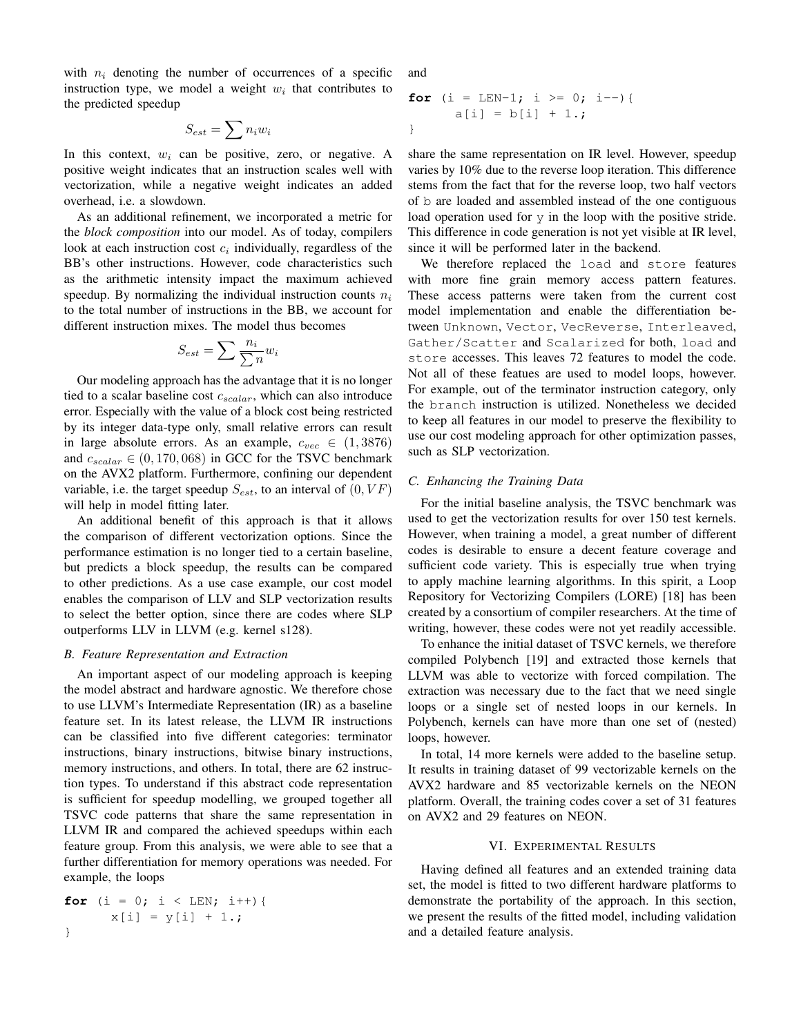with $n_i$ denoting the number of occurrences of a specific instruction type, we model a weight $w_i$ that contributes to the predicted speedup

$$S_{est} = \sum n_i w_i$$

In this context, $w_i$ can be positive, zero, or negative. A positive weight indicates that an instruction scales well with vectorization, while a negative weight indicates an added overhead, i.e. a slowdown.

As an additional refinement, we incorporated a metric for the *block composition* into our model. As of today, compilers look at each instruction cost $c_i$ individually, regardless of the BB's other instructions. However, code characteristics such as the arithmetic intensity impact the maximum achieved speedup. By normalizing the individual instruction counts $n_i$ to the total number of instructions in the BB, we account for different instruction mixes. The model thus becomes

$$S_{est} = \sum \frac{n_i}{\sum n} w_i$$

Our modeling approach has the advantage that it is no longer tied to a scalar baseline cost $c_{scalar}$, which can also introduce error. Especially with the value of a block cost being restricted by its integer data-type only, small relative errors can result in large absolute errors. As an example, $c_{vec} \in (1, 3876)$ and $c_{scalar} \in (0, 170, 068)$ in GCC for the TSVC benchmark on the AVX2 platform. Furthermore, confining our dependent variable, i.e. the target speedup $S_{est}$, to an interval of $(0, VF)$ will help in model fitting later.

An additional benefit of this approach is that it allows the comparison of different vectorization options. Since the performance estimation is no longer tied to a certain baseline, but predicts a block speedup, the results can be compared to other predictions. As a use case example, our cost model enables the comparison of LLV and SLP vectorization results to select the better option, since there are codes where SLP outperforms LLV in LLVM (e.g. kernel s128).

### B. Feature Representation and Extraction

An important aspect of our modeling approach is keeping the model abstract and hardware agnostic. We therefore chose to use LLVM's Intermediate Representation (IR) as a baseline feature set. In its latest release, the LLVM IR instructions can be classified into five different categories: terminator instructions, binary instructions, bitwise binary instructions, memory instructions, and others. In total, there are 62 instruction types. To understand if this abstract code representation is sufficient for speedup modelling, we grouped together all TSVC code patterns that share the same representation in LLVM IR and compared the achieved speedups within each feature group. From this analysis, we were able to see that a further differentiation for memory operations was needed. For example, the loops

```
for (i = 0; i < LEN; i++){
      x[i] = y[i] + 1.;
}
```

and

```
for (i = LEN-1; i >= 0; i--){
      a[i] = b[i] + 1.;
}
```

share the same representation on IR level. However, speedup varies by 10% due to the reverse loop iteration. This difference stems from the fact that for the reverse loop, two half vectors of `b` are loaded and assembled instead of the one contiguous load operation used for `y` in the loop with the positive stride. This difference in code generation is not yet visible at IR level, since it will be performed later in the backend.

We therefore replaced the `load` and `store` features with more fine grain memory access pattern features. These access patterns were taken from the current cost model implementation and enable the differentiation between `Unknown`, `Vector`, `VecReverse`, `Interleaved`, `Gather/Scatter` and `Scalarized` for both, `load` and `store` accesses. This leaves 72 features to model the code. Not all of these featues are used to model loops, however. For example, out of the terminator instruction category, only the `branch` instruction is utilized. Nonetheless we decided to keep all features in our model to preserve the flexibility to use our cost modeling approach for other optimization passes, such as SLP vectorization.

### C. Enhancing the Training Data

For the initial baseline analysis, the TSVC benchmark was used to get the vectorization results for over 150 test kernels. However, when training a model, a great number of different codes is desirable to ensure a decent feature coverage and sufficient code variety. This is especially true when trying to apply machine learning algorithms. In this spirit, a Loop Repository for Vectorizing Compilers (LORE) [18] has been created by a consortium of compiler researchers. At the time of writing, however, these codes were not yet readily accessible.

To enhance the initial dataset of TSVC kernels, we therefore compiled Polybench [19] and extracted those kernels that LLVM was able to vectorize with forced compilation. The extraction was necessary due to the fact that we need single loops or a single set of nested loops in our kernels. In Polybench, kernels can have more than one set of (nested) loops, however.

In total, 14 more kernels were added to the baseline setup. It results in training dataset of 99 vectorizable kernels on the AVX2 hardware and 85 vectorizable kernels on the NEON platform. Overall, the training codes cover a set of 31 features on AVX2 and 29 features on NEON.

## VI. Experimental Results

Having defined all features and an extended training data set, the model is fitted to two different hardware platforms to demonstrate the portability of the approach. In this section, we present the results of the fitted model, including validation and a detailed feature analysis.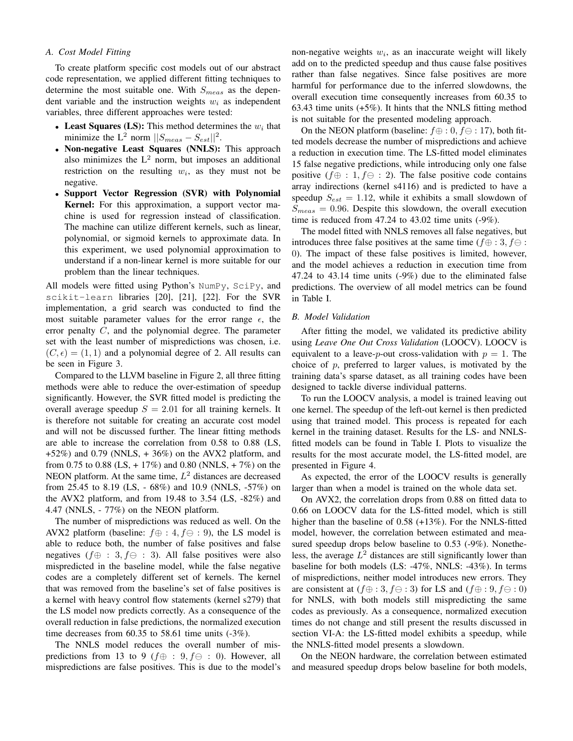### A. Cost Model Fitting

To create platform specific cost models out of our abstract code representation, we applied different fitting techniques to determine the most suitable one. With $S_{meas}$ as the dependent variable and the instruction weights $w_i$ as independent variables, three different approaches were tested:

- **Least Squares (LS):** This method determines the $w_i$ that minimize the L$^2$ norm $||S_{meas} - S_{est}||^2$.
- **Non-negative Least Squares (NNLS):** This approach also minimizes the L$^2$ norm, but imposes an additional restriction on the resulting $w_i$, as they must not be negative.
- **Support Vector Regression (SVR) with Polynomial Kernel:** For this approximation, a support vector machine is used for regression instead of classification. The machine can utilize different kernels, such as linear, polynomial, or sigmoid kernels to approximate data. In this experiment, we used polynomial approximation to understand if a non-linear kernel is more suitable for our problem than the linear techniques.

All models were fitted using Python's `NumPy`, `SciPy`, and `scikit-learn` libraries [20], [21], [22]. For the SVR implementation, a grid search was conducted to find the most suitable parameter values for the error range $\epsilon$, the error penalty $C$, and the polynomial degree. The parameter set with the least number of mispredictions was chosen, i.e. $(C, \epsilon) = (1, 1)$ and a polynomial degree of 2. All results can be seen in Figure 3.

Compared to the LLVM baseline in Figure 2, all three fitting methods were able to reduce the over-estimation of speedup significantly. However, the SVR fitted model is predicting the overall average speedup $S = 2.01$ for all training kernels. It is therefore not suitable for creating an accurate cost model and will not be discussed further. The linear fitting methods are able to increase the correlation from 0.58 to 0.88 (LS, +52%) and 0.79 (NNLS, + 36%) on the AVX2 platform, and from 0.75 to 0.88 (LS, + 17%) and 0.80 (NNLS, + 7%) on the NEON platform. At the same time, $L^2$ distances are decreased from 25.45 to 8.19 (LS, - 68%) and 10.9 (NNLS, -57%) on the AVX2 platform, and from 19.48 to 3.54 (LS, -82%) and 4.47 (NNLS, - 77%) on the NEON platform.

The number of mispredictions was reduced as well. On the AVX2 platform (baseline: $f\oplus : 4, f\ominus : 9$), the LS model is able to reduce both, the number of false positives and false negatives ($f\oplus : 3, f\ominus : 3$). All false positives were also mispredicted in the baseline model, while the false negative codes are a completely different set of kernels. The kernel that was removed from the baseline's set of false positives is a kernel with heavy control flow statements (kernel s279) that the LS model now predicts correctly. As a consequence of the overall reduction in false predictions, the normalized execution time decreases from 60.35 to 58.61 time units (-3%).

The NNLS model reduces the overall number of mispredictions from 13 to 9 ($f\oplus : 9, f\ominus : 0$). However, all mispredictions are false positives. This is due to the model's non-negative weights $w_i$, as an inaccurate weight will likely add on to the predicted speedup and thus cause false positives rather than false negatives. Since false positives are more harmful for performance due to the inferred slowdowns, the overall execution time consequently increases from 60.35 to 63.43 time units (+5%). It hints that the NNLS fitting method is not suitable for the presented modeling approach.

On the NEON platform (baseline: $f\oplus : 0, f\ominus : 17$), both fitted models decrease the number of mispredictions and achieve a reduction in execution time. The LS-fitted model eliminates 15 false negative predictions, while introducing only one false positive ($f\oplus : 1, f\ominus : 2$). The false positive code contains array indirections (kernel s4116) and is predicted to have a speedup $S_{est} = 1.12$, while it exhibits a small slowdown of $S_{meas} = 0.96$. Despite this slowdown, the overall execution time is reduced from 47.24 to 43.02 time units (-9%).

The model fitted with NNLS removes all false negatives, but introduces three false positives at the same time ($f\oplus : 3, f\ominus : 0$). The impact of these false positives is limited, however, and the model achieves a reduction in execution time from 47.24 to 43.14 time units (-9%) due to the eliminated false predictions. The overview of all model metrics can be found in Table I.

### B. Model Validation

After fitting the model, we validated its predictive ability using *Leave One Out Cross Validation* (LOOCV). LOOCV is equivalent to a leave-$p$-out cross-validation with $p = 1$. The choice of $p$, preferred to larger values, is motivated by the training data's sparse dataset, as all training codes have been designed to tackle diverse individual patterns.

To run the LOOCV analysis, a model is trained leaving out one kernel. The speedup of the left-out kernel is then predicted using that trained model. This process is repeated for each kernel in the training dataset. Results for the LS- and NNLS-fitted models can be found in Table I. Plots to visualize the results for the most accurate model, the LS-fitted model, are presented in Figure 4.

As expected, the error of the LOOCV results is generally larger than when a model is trained on the whole data set.

On AVX2, the correlation drops from 0.88 on fitted data to 0.66 on LOOCV data for the LS-fitted model, which is still higher than the baseline of 0.58 (+13%). For the NNLS-fitted model, however, the correlation between estimated and measured speedup drops below baseline to 0.53 (-9%). Nonetheless, the average $L^2$ distances are still significantly lower than baseline for both models (LS: -47%, NNLS: -43%). In terms of mispredictions, neither model introduces new errors. They are consistent at ($f\oplus : 3, f\ominus : 3$) for LS and ($f\oplus : 9, f\ominus : 0$) for NNLS, with both models still mispredicting the same codes as previously. As a consequence, normalized execution times do not change and still present the results discussed in section VI-A: the LS-fitted model exhibits a speedup, while the NNLS-fitted model presents a slowdown.

On the NEON hardware, the correlation between estimated and measured speedup drops below baseline for both models,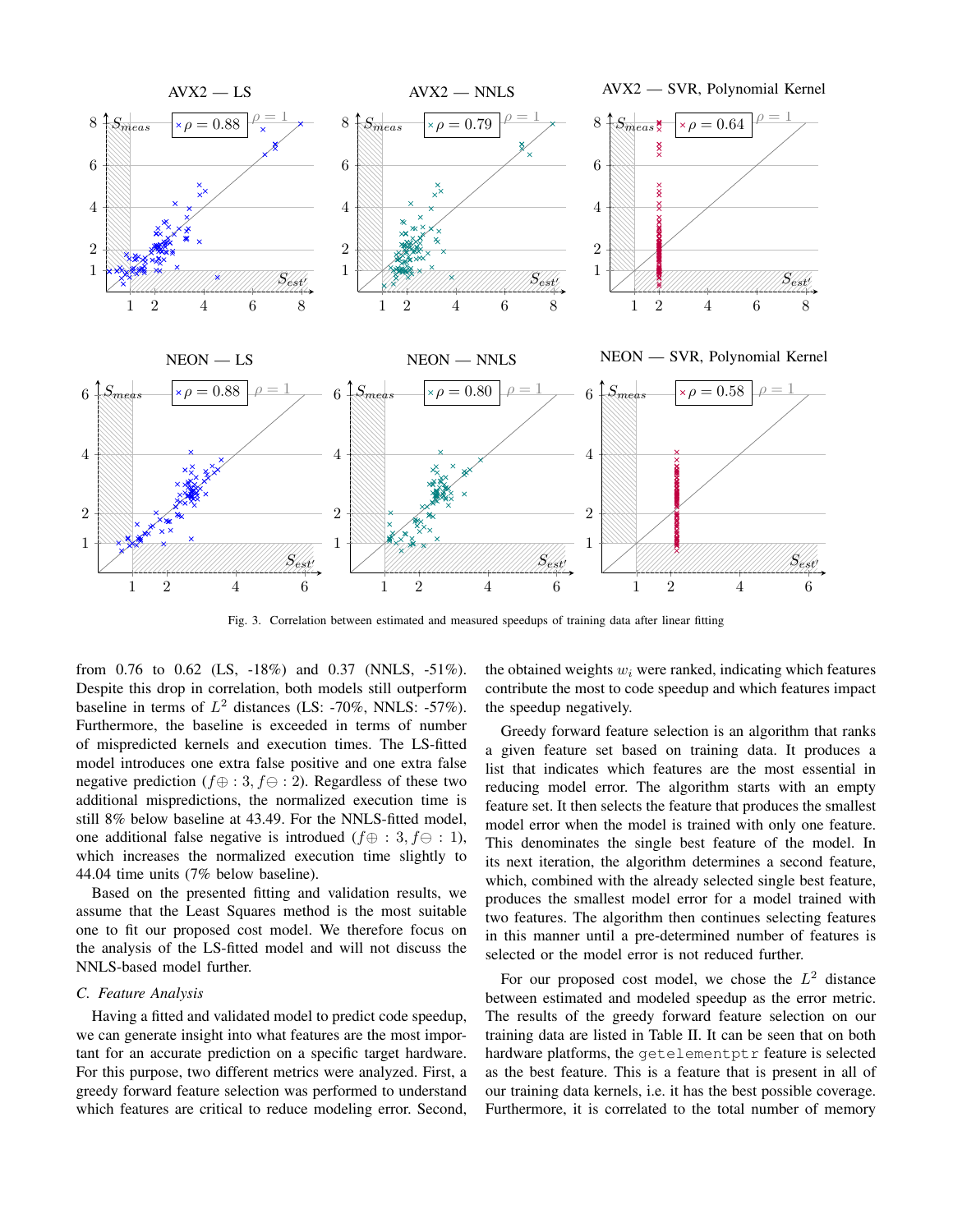Fig. 3. Correlation between estimated and measured speedups of training data after linear fitting

from 0.76 to 0.62 (LS, -18%) and 0.37 (NNLS, -51%). Despite this drop in correlation, both models still outperform baseline in terms of $L^2$ distances (LS: -70%, NNLS: -57%). Furthermore, the baseline is exceeded in terms of number of mispredicted kernels and execution times. The LS-fitted model introduces one extra false positive and one extra false negative prediction ($f\oplus : 3, f\ominus : 2$). Regardless of these two additional mispredictions, the normalized execution time is still 8% below baseline at 43.49. For the NNLS-fitted model, one additional false negative is introdued ($f\oplus : 3, f\ominus : 1$), which increases the normalized execution time slightly to 44.04 time units (7% below baseline).

Based on the presented fitting and validation results, we assume that the Least Squares method is the most suitable one to fit our proposed cost model. We therefore focus on the analysis of the LS-fitted model and will not discuss the NNLS-based model further.

### C. Feature Analysis

Having a fitted and validated model to predict code speedup, we can generate insight into what features are the most important for an accurate prediction on a specific target hardware. For this purpose, two different metrics were analyzed. First, a greedy forward feature selection was performed to understand which features are critical to reduce modeling error. Second, the obtained weights $w_i$ were ranked, indicating which features contribute the most to code speedup and which features impact the speedup negatively.

Greedy forward feature selection is an algorithm that ranks a given feature set based on training data. It produces a list that indicates which features are the most essential in reducing model error. The algorithm starts with an empty feature set. It then selects the feature that produces the smallest model error when the model is trained with only one feature. This denominates the single best feature of the model. In its next iteration, the algorithm determines a second feature, which, combined with the already selected single best feature, produces the smallest model error for a model trained with two features. The algorithm then continues selecting features in this manner until a pre-determined number of features is selected or the model error is not reduced further.

For our proposed cost model, we chose the $L^2$ distance between estimated and modeled speedup as the error metric. The results of the greedy forward feature selection on our training data are listed in Table II. It can be seen that on both hardware platforms, the `getelementptr` feature is selected as the best feature. This is a feature that is present in all of our training data kernels, i.e. it has the best possible coverage. Furthermore, it is correlated to the total number of memory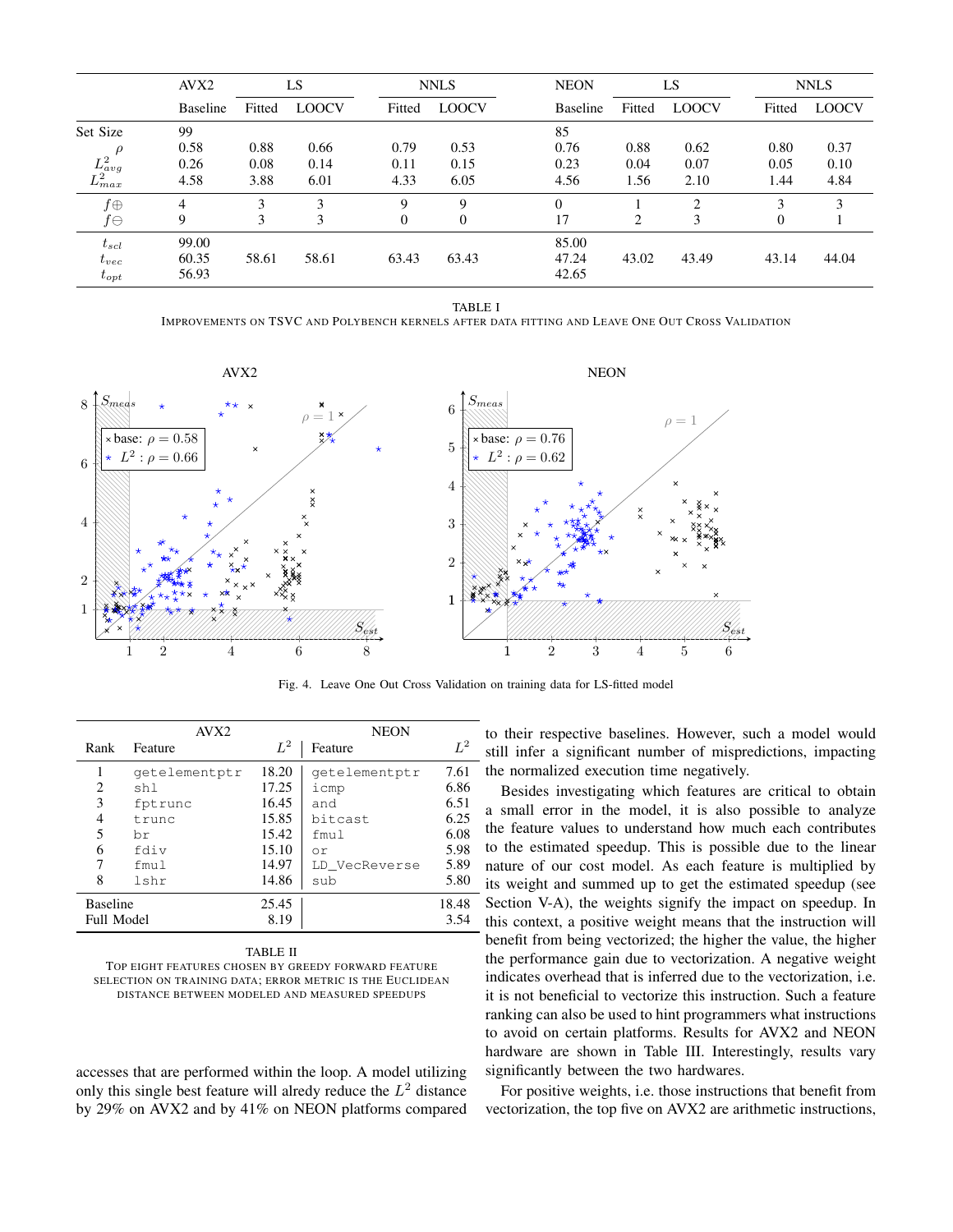| | AVX2 | LS | | NNLS | | NEON | LS | | NNLS | |
|---|---|---|---|---|---|---|---|---|---|---|
| | Baseline | Fitted | LOOCV | Fitted | LOOCV | Baseline | Fitted | LOOCV | Fitted | LOOCV |
| Set Size | 99 | | | | | 85 | | | | |
| $\rho$ | 0.58 | 0.88 | 0.66 | 0.79 | 0.53 | 0.76 | 0.88 | 0.62 | 0.80 | 0.37 |
| $L^2_{avg}$ | 0.26 | 0.08 | 0.14 | 0.11 | 0.15 | 0.23 | 0.04 | 0.07 | 0.05 | 0.10 |
| $L^2_{max}$ | 4.58 | 3.88 | 6.01 | 4.33 | 6.05 | 4.56 | 1.56 | 2.10 | 1.44 | 4.84 |
| $f\oplus$ | 4 | 3 | 3 | 9 | 9 | 0 | 1 | 2 | 3 | 3 |
| $f\ominus$ | 9 | 3 | 3 | 0 | 0 | 17 | 2 | 3 | 0 | 1 |
| $t_{scl}$ | 99.00 | | | | | 85.00 | | | | |
| $t_{vec}$ | 60.35 | 58.61 | 58.61 | 63.43 | 63.43 | 47.24 | 43.02 | 43.49 | 43.14 | 44.04 |
| $t_{opt}$ | 56.93 | | | | | 42.65 | | | | |

TABLE I
IMPROVEMENTS ON TSVC AND POLYBENCH KERNELS AFTER DATA FITTING AND LEAVE ONE OUT CROSS VALIDATION

Fig. 4. Leave One Out Cross Validation on training data for LS-fitted model

| Rank | AVX2 Feature | $L^2$ | NEON Feature | $L^2$ |
|---|---|---|---|---|
| 1 | getelementptr | 18.20 | getelementptr | 7.61 |
| 2 | shl | 17.25 | icmp | 6.86 |
| 3 | fptrunc | 16.45 | and | 6.51 |
| 4 | trunc | 15.85 | bitcast | 6.25 |
| 5 | br | 15.42 | fmul | 6.08 |
| 6 | fdiv | 15.10 | or | 5.98 |
| 7 | fmul | 14.97 | LD_VecReverse | 5.89 |
| 8 | lshr | 14.86 | sub | 5.80 |
| Baseline | | 25.45 | | 18.48 |
| Full Model | | 8.19 | | 3.54 |

TABLE II
TOP EIGHT FEATURES CHOSEN BY GREEDY FORWARD FEATURE SELECTION ON TRAINING DATA; ERROR METRIC IS THE EUCLIDEAN DISTANCE BETWEEN MODELED AND MEASURED SPEEDUPS

accesses that are performed within the loop. A model utilizing only this single best feature will alredy reduce the $L^2$ distance by 29% on AVX2 and by 41% on NEON platforms compared to their respective baselines. However, such a model would still infer a significant number of mispredictions, impacting the normalized execution time negatively.

Besides investigating which features are critical to obtain a small error in the model, it is also possible to analyze the feature values to understand how much each contributes to the estimated speedup. This is possible due to the linear nature of our cost model. As each feature is multiplied by its weight and summed up to get the estimated speedup (see Section V-A), the weights signify the impact on speedup. In this context, a positive weight means that the instruction will benefit from being vectorized; the higher the value, the higher the performance gain due to vectorization. A negative weight indicates overhead that is inferred due to the vectorization, i.e. it is not beneficial to vectorize this instruction. Such a feature ranking can also be used to hint programmers what instructions to avoid on certain platforms. Results for AVX2 and NEON hardware are shown in Table III. Interestingly, results vary significantly between the two hardwares.

For positive weights, i.e. those instructions that benefit from vectorization, the top five on AVX2 are arithmetic instructions,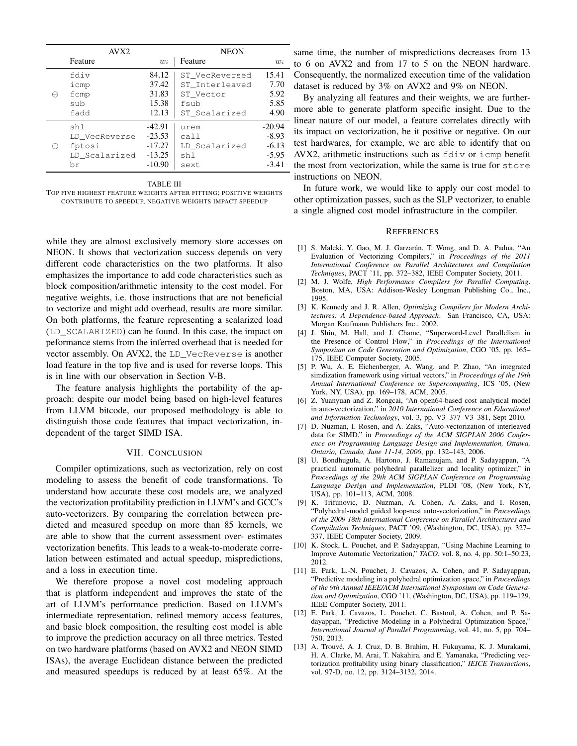| | AVX2 | | NEON | |
|---|---|---|---|---|
| | Feature | $w_i$ | Feature | $w_i$ |
| ⊕ | fdiv | 84.12 | ST_VecReversed | 15.41 |
| | icmp | 37.42 | ST_Interleaved | 7.70 |
| | fcmp | 31.83 | ST_Vector | 5.92 |
| | sub | 15.38 | fsub | 5.85 |
| | fadd | 12.13 | ST_Scalarized | 4.90 |
| ⊖ | shl | -42.91 | urem | -20.94 |
| | LD_VecReverse | -23.53 | call | -8.93 |
| | fptosi | -17.27 | LD_Scalarized | -6.13 |
| | LD_Scalarized | -13.25 | shl | -5.95 |
| | br | -10.90 | sext | -3.41 |

TABLE III

TOP FIVE HIGHEST FEATURE WEIGHTS AFTER FITTING; POSITIVE WEIGHTS CONTRIBUTE TO SPEEDUP, NEGATIVE WEIGHTS IMPACT SPEEDUP

while they are almost exclusively memory store accesses on NEON. It shows that vectorization success depends on very different code characteristics on the two platforms. It also emphasizes the importance to add code characteristics such as block composition/arithmetic intensity to the cost model. For negative weights, i.e. those instructions that are not beneficial to vectorize and might add overhead, results are more similar. On both platforms, the feature representing a scalarized load (LD_SCALARIZED) can be found. In this case, the impact on peformance stems from the inferred overhead that is needed for vector assembly. On AVX2, the LD_VecReverse is another load feature in the top five and is used for reverse loops. This is in line with our observation in Section V-B.

The feature analysis highlights the portability of the approach: despite our model being based on high-level features from LLVM bitcode, our proposed methodology is able to distinguish those code features that impact vectorization, independent of the target SIMD ISA.

## VII. CONCLUSION

Compiler optimizations, such as vectorization, rely on cost modeling to assess the benefit of code transformations. To understand how accurate these cost models are, we analyzed the vectorization profitability prediction in LLVM's and GCC's auto-vectorizers. By comparing the correlation between predicted and measured speedup on more than 85 kernels, we are able to show that the current assessment over- estimates vectorization benefits. This leads to a weak-to-moderate correlation between estimated and actual speedup, mispredictions, and a loss in execution time.

We therefore propose a novel cost modeling approach that is platform independent and improves the state of the art of LLVM's performance prediction. Based on LLVM's intermediate representation, refined memory access features, and basic block composition, the resulting cost model is able to improve the prediction accuracy on all three metrics. Tested on two hardware platforms (based on AVX2 and NEON SIMD ISAs), the average Euclidean distance between the predicted and measured speedups is reduced by at least 65%. At the same time, the number of mispredictions decreases from 13 to 6 on AVX2 and from 17 to 5 on the NEON hardware. Consequently, the normalized execution time of the validation dataset is reduced by 3% on AVX2 and 9% on NEON.

By analyzing all features and their weights, we are furthermore able to generate platform specific insight. Due to the linear nature of our model, a feature correlates directly with its impact on vectorization, be it positive or negative. On our test hardwares, for example, we are able to identify that on AVX2, arithmetic instructions such as fdiv or icmp benefit the most from vectorization, while the same is true for store instructions on NEON.

In future work, we would like to apply our cost model to other optimization passes, such as the SLP vectorizer, to enable a single aligned cost model infrastructure in the compiler.

## REFERENCES

[1] S. Maleki, Y. Gao, M. J. Garzarán, T. Wong, and D. A. Padua, "An Evaluation of Vectorizing Compilers," in *Proceedings of the 2011 International Conference on Parallel Architectures and Compilation Techniques*, PACT '11, pp. 372–382, IEEE Computer Society, 2011.

[2] M. J. Wolfe, *High Performance Compilers for Parallel Computing*. Boston, MA, USA: Addison-Wesley Longman Publishing Co., Inc., 1995.

[3] K. Kennedy and J. R. Allen, *Optimizing Compilers for Modern Architectures: A Dependence-based Approach*. San Francisco, CA, USA: Morgan Kaufmann Publishers Inc., 2002.

[4] J. Shin, M. Hall, and J. Chame, "Superword-Level Parallelism in the Presence of Control Flow," in *Proceedings of the International Symposium on Code Generation and Optimization*, CGO '05, pp. 165–175, IEEE Computer Society, 2005.

[5] P. Wu, A. E. Eichenberger, A. Wang, and P. Zhao, "An integrated simdization framework using virtual vectors," in *Proceedings of the 19th Annual International Conference on Supercomputing*, ICS '05, (New York, NY, USA), pp. 169–178, ACM, 2005.

[6] Z. Yuanyuan and Z. Rongcai, "An open64-based cost analytical model in auto-vectorization," in *2010 International Conference on Educational and Information Technology*, vol. 3, pp. V3–377–V3–381, Sept 2010.

[7] D. Nuzman, I. Rosen, and A. Zaks, "Auto-vectorization of interleaved data for SIMD," in *Proceedings of the ACM SIGPLAN 2006 Conference on Programming Language Design and Implementation, Ottawa, Ontario, Canada, June 11-14, 2006*, pp. 132–143, 2006.

[8] U. Bondhugula, A. Hartono, J. Ramanujam, and P. Sadayappan, "A practical automatic polyhedral parallelizer and locality optimizer," in *Proceedings of the 29th ACM SIGPLAN Conference on Programming Language Design and Implementation*, PLDI '08, (New York, NY, USA), pp. 101–113, ACM, 2008.

[9] K. Trifunovic, D. Nuzman, A. Cohen, A. Zaks, and I. Rosen, "Polyhedral-model guided loop-nest auto-vectorization," in *Proceedings of the 2009 18th International Conference on Parallel Architectures and Compilation Techniques*, PACT '09, (Washington, DC, USA), pp. 327–337, IEEE Computer Society, 2009.

[10] K. Stock, L. Pouchet, and P. Sadayappan, "Using Machine Learning to Improve Automatic Vectorization," *TACO*, vol. 8, no. 4, pp. 50:1–50:23, 2012.

[11] E. Park, L.-N. Pouchet, J. Cavazos, A. Cohen, and P. Sadayappan, "Predictive modeling in a polyhedral optimization space," in *Proceedings of the 9th Annual IEEE/ACM International Symposium on Code Generation and Optimization*, CGO '11, (Washington, DC, USA), pp. 119–129, IEEE Computer Society, 2011.

[12] E. Park, J. Cavazos, L. Pouchet, C. Bastoul, A. Cohen, and P. Sadayappan, "Predictive Modeling in a Polyhedral Optimization Space," *International Journal of Parallel Programming*, vol. 41, no. 5, pp. 704–750, 2013.

[13] A. Trouvé, A. J. Cruz, D. B. Brahim, H. Fukuyama, K. J. Murakami, H. A. Clarke, M. Arai, T. Nakahira, and E. Yamanaka, "Predicting vectorization profitability using binary classification," *IEICE Transactions*, vol. 97-D, no. 12, pp. 3124–3132, 2014.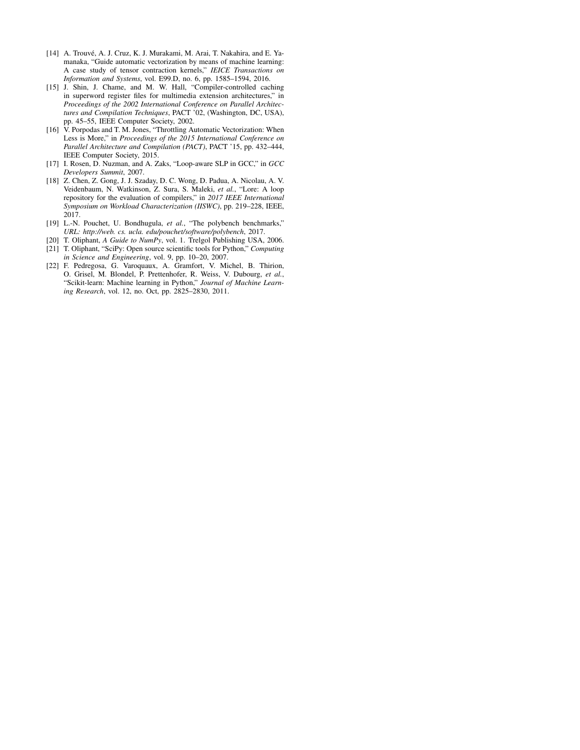[14] A. Trouvé, A. J. Cruz, K. J. Murakami, M. Arai, T. Nakahira, and E. Yamanaka, "Guide automatic vectorization by means of machine learning: A case study of tensor contraction kernels," *IEICE Transactions on Information and Systems*, vol. E99.D, no. 6, pp. 1585–1594, 2016.

[15] J. Shin, J. Chame, and M. W. Hall, "Compiler-controlled caching in superword register files for multimedia extension architectures," in *Proceedings of the 2002 International Conference on Parallel Architectures and Compilation Techniques*, PACT '02, (Washington, DC, USA), pp. 45–55, IEEE Computer Society, 2002.

[16] V. Porpodas and T. M. Jones, "Throttling Automatic Vectorization: When Less is More," in *Proceedings of the 2015 International Conference on Parallel Architecture and Compilation (PACT)*, PACT '15, pp. 432–444, IEEE Computer Society, 2015.

[17] I. Rosen, D. Nuzman, and A. Zaks, "Loop-aware SLP in GCC," in *GCC Developers Summit*, 2007.

[18] Z. Chen, Z. Gong, J. J. Szaday, D. C. Wong, D. Padua, A. Nicolau, A. V. Veidenbaum, N. Watkinson, Z. Sura, S. Maleki, *et al.*, "Lore: A loop repository for the evaluation of compilers," in *2017 IEEE International Symposium on Workload Characterization (IISWC)*, pp. 219–228, IEEE, 2017.

[19] L.-N. Pouchet, U. Bondhugula, *et al.*, "The polybench benchmarks," *URL: http://web. cs. ucla. edu/pouchet/software/polybench*, 2017.

[20] T. Oliphant, *A Guide to NumPy*, vol. 1. Trelgol Publishing USA, 2006.

[21] T. Oliphant, "SciPy: Open source scientific tools for Python," *Computing in Science and Engineering*, vol. 9, pp. 10–20, 2007.

[22] F. Pedregosa, G. Varoquaux, A. Gramfort, V. Michel, B. Thirion, O. Grisel, M. Blondel, P. Prettenhofer, R. Weiss, V. Dubourg, *et al.*, "Scikit-learn: Machine learning in Python," *Journal of Machine Learning Research*, vol. 12, no. Oct, pp. 2825–2830, 2011.